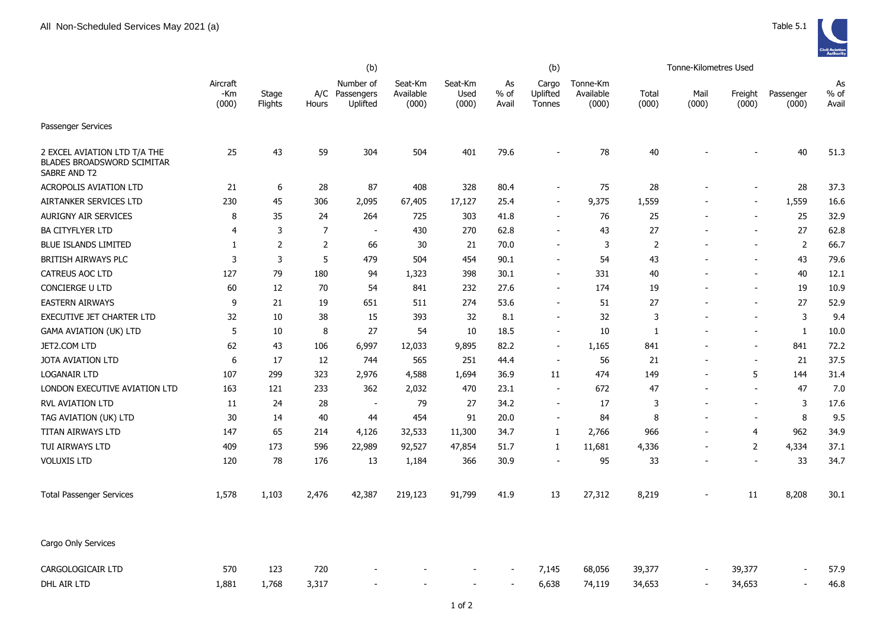All Non-Scheduled Services May 2021 (a)

Table 5.1

| | Aircraft -Km (000) | Stage Flights | A/C Hours | (b) Number of Passengers Uplifted | Seat-Km Available (000) | Seat-Km Used (000) | As % of Avail | (b) Cargo Uplifted Tonnes | Tonne-Km Available (000) | Tonne-Kilometres Used Total (000) | Mail (000) | Freight (000) | Passenger (000) | As % of Avail |
|---|---|---|---|---|---|---|---|---|---|---|---|---|---|---|
| Passenger Services | | | | | | | | | | | | | | |
| 2 EXCEL AVIATION LTD T/A THE BLADES BROADSWORD SCIMITAR SABRE AND T2 | 25 | 43 | 59 | 304 | 504 | 401 | 79.6 | - | 78 | 40 | - | - | 40 | 51.3 |
| ACROPOLIS AVIATION LTD | 21 | 6 | 28 | 87 | 408 | 328 | 80.4 | - | 75 | 28 | - | - | 28 | 37.3 |
| AIRTANKER SERVICES LTD | 230 | 45 | 306 | 2,095 | 67,405 | 17,127 | 25.4 | - | 9,375 | 1,559 | - | - | 1,559 | 16.6 |
| AURIGNY AIR SERVICES | 8 | 35 | 24 | 264 | 725 | 303 | 41.8 | - | 76 | 25 | - | - | 25 | 32.9 |
| BA CITYFLYER LTD | 4 | 3 | 7 | - | 430 | 270 | 62.8 | - | 43 | 27 | - | - | 27 | 62.8 |
| BLUE ISLANDS LIMITED | 1 | 2 | 2 | 66 | 30 | 21 | 70.0 | - | 3 | 2 | - | - | 2 | 66.7 |
| BRITISH AIRWAYS PLC | 3 | 3 | 5 | 479 | 504 | 454 | 90.1 | - | 54 | 43 | - | - | 43 | 79.6 |
| CATREUS AOC LTD | 127 | 79 | 180 | 94 | 1,323 | 398 | 30.1 | - | 331 | 40 | - | - | 40 | 12.1 |
| CONCIERGE U LTD | 60 | 12 | 70 | 54 | 841 | 232 | 27.6 | - | 174 | 19 | - | - | 19 | 10.9 |
| EASTERN AIRWAYS | 9 | 21 | 19 | 651 | 511 | 274 | 53.6 | - | 51 | 27 | - | - | 27 | 52.9 |
| EXECUTIVE JET CHARTER LTD | 32 | 10 | 38 | 15 | 393 | 32 | 8.1 | - | 32 | 3 | - | - | 3 | 9.4 |
| GAMA AVIATION (UK) LTD | 5 | 10 | 8 | 27 | 54 | 10 | 18.5 | - | 10 | 1 | - | - | 1 | 10.0 |
| JET2.COM LTD | 62 | 43 | 106 | 6,997 | 12,033 | 9,895 | 82.2 | - | 1,165 | 841 | - | - | 841 | 72.2 |
| JOTA AVIATION LTD | 6 | 17 | 12 | 744 | 565 | 251 | 44.4 | - | 56 | 21 | - | - | 21 | 37.5 |
| LOGANAIR LTD | 107 | 299 | 323 | 2,976 | 4,588 | 1,694 | 36.9 | 11 | 474 | 149 | - | 5 | 144 | 31.4 |
| LONDON EXECUTIVE AVIATION LTD | 163 | 121 | 233 | 362 | 2,032 | 470 | 23.1 | - | 672 | 47 | - | - | 47 | 7.0 |
| RVL AVIATION LTD | 11 | 24 | 28 | - | 79 | 27 | 34.2 | - | 17 | 3 | - | - | 3 | 17.6 |
| TAG AVIATION (UK) LTD | 30 | 14 | 40 | 44 | 454 | 91 | 20.0 | - | 84 | 8 | - | - | 8 | 9.5 |
| TITAN AIRWAYS LTD | 147 | 65 | 214 | 4,126 | 32,533 | 11,300 | 34.7 | 1 | 2,766 | 966 | - | 4 | 962 | 34.9 |
| TUI AIRWAYS LTD | 409 | 173 | 596 | 22,989 | 92,527 | 47,854 | 51.7 | 1 | 11,681 | 4,336 | - | 2 | 4,334 | 37.1 |
| VOLUXIS LTD | 120 | 78 | 176 | 13 | 1,184 | 366 | 30.9 | - | 95 | 33 | - | - | 33 | 34.7 |
| Total Passenger Services | 1,578 | 1,103 | 2,476 | 42,387 | 219,123 | 91,799 | 41.9 | 13 | 27,312 | 8,219 | - | 11 | 8,208 | 30.1 |
| Cargo Only Services | | | | | | | | | | | | | | |
| CARGOLOGICAIR LTD | 570 | 123 | 720 | - | - | - | - | 7,145 | 68,056 | 39,377 | - | 39,377 | - | 57.9 |
| DHL AIR LTD | 1,881 | 1,768 | 3,317 | - | - | - | - | 6,638 | 74,119 | 34,653 | - | 34,653 | - | 46.8 |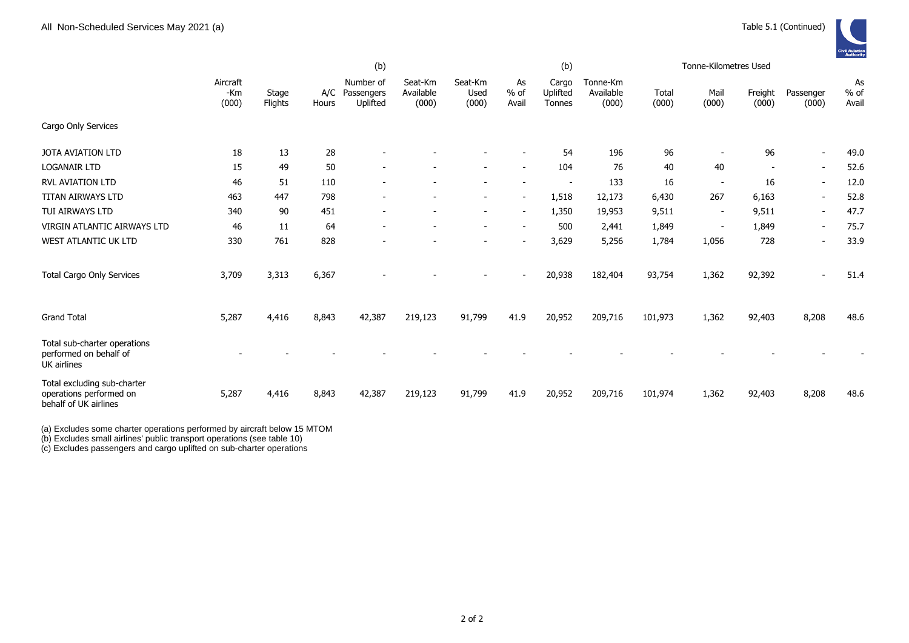All Non-Scheduled Services May 2021 (a)

Table 5.1 (Continued)

| | Aircraft -Km (000) | Stage Flights | A/C Hours | (b) Number of Passengers Uplifted | Seat-Km Available (000) | Seat-Km Used (000) | As % of Avail | (b) Cargo Uplifted Tonnes | Tonne-Km Available (000) | Tonne-Kilometres Used Total (000) | Mail (000) | Freight (000) | Passenger (000) | As % of Avail |
|---|---|---|---|---|---|---|---|---|---|---|---|---|---|---|
| **Cargo Only Services** | | | | | | | | | | | | | | |
| JOTA AVIATION LTD | 18 | 13 | 28 | - | - | - | - | 54 | 196 | 96 | - | 96 | - | 49.0 |
| LOGANAIR LTD | 15 | 49 | 50 | - | - | - | - | 104 | 76 | 40 | 40 | - | - | 52.6 |
| RVL AVIATION LTD | 46 | 51 | 110 | - | - | - | - | - | 133 | 16 | - | 16 | - | 12.0 |
| TITAN AIRWAYS LTD | 463 | 447 | 798 | - | - | - | - | 1,518 | 12,173 | 6,430 | 267 | 6,163 | - | 52.8 |
| TUI AIRWAYS LTD | 340 | 90 | 451 | - | - | - | - | 1,350 | 19,953 | 9,511 | - | 9,511 | - | 47.7 |
| VIRGIN ATLANTIC AIRWAYS LTD | 46 | 11 | 64 | - | - | - | - | 500 | 2,441 | 1,849 | - | 1,849 | - | 75.7 |
| WEST ATLANTIC UK LTD | 330 | 761 | 828 | - | - | - | - | 3,629 | 5,256 | 1,784 | 1,056 | 728 | - | 33.9 |
| Total Cargo Only Services | 3,709 | 3,313 | 6,367 | - | - | - | - | 20,938 | 182,404 | 93,754 | 1,362 | 92,392 | - | 51.4 |
| Grand Total | 5,287 | 4,416 | 8,843 | 42,387 | 219,123 | 91,799 | 41.9 | 20,952 | 209,716 | 101,973 | 1,362 | 92,403 | 8,208 | 48.6 |
| Total sub-charter operations performed on behalf of UK airlines | - | - | - | - | - | - | - | - | - | - | - | - | - | - |
| Total excluding sub-charter operations performed on behalf of UK airlines | 5,287 | 4,416 | 8,843 | 42,387 | 219,123 | 91,799 | 41.9 | 20,952 | 209,716 | 101,974 | 1,362 | 92,403 | 8,208 | 48.6 |

(a) Excludes some charter operations performed by aircraft below 15 MTOM
(b) Excludes small airlines' public transport operations (see table 10)
(c) Excludes passengers and cargo uplifted on sub-charter operations